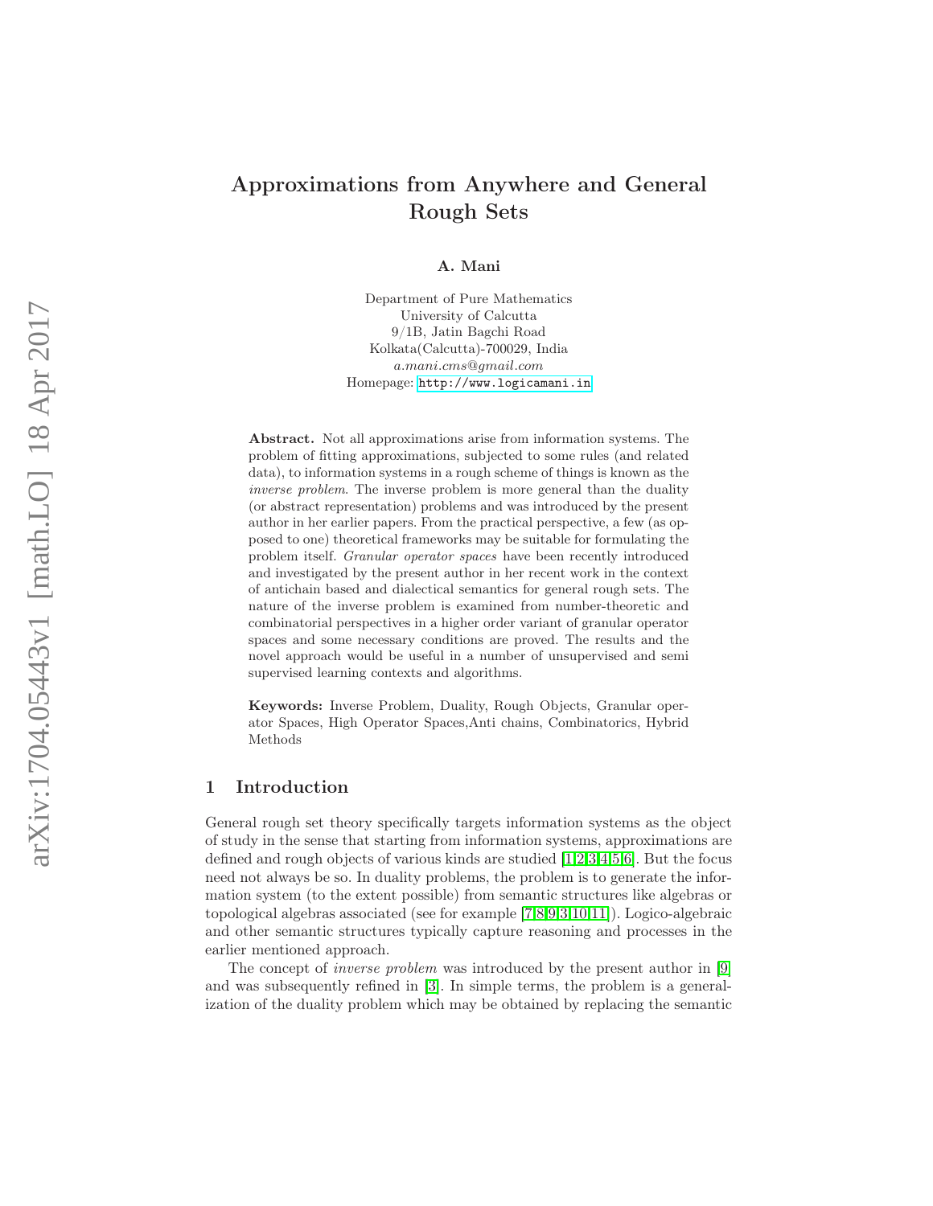# Approximations from Anywhere and General Rough Sets

**A. Mani**

Department of Pure Mathematics
University of Calcutta
9/1B, Jatin Bagchi Road
Kolkata(Calcutta)-700029, India
*a.mani.cms@gmail.com*
Homepage: http://www.logicamani.in

**Abstract.** Not all approximations arise from information systems. The problem of fitting approximations, subjected to some rules (and related data), to information systems in a rough scheme of things is known as the *inverse problem*. The inverse problem is more general than the duality (or abstract representation) problems and was introduced by the present author in her earlier papers. From the practical perspective, a few (as opposed to one) theoretical frameworks may be suitable for formulating the problem itself. *Granular operator spaces* have been recently introduced and investigated by the present author in her recent work in the context of antichain based and dialectical semantics for general rough sets. The nature of the inverse problem is examined from number-theoretic and combinatorial perspectives in a higher order variant of granular operator spaces and some necessary conditions are proved. The results and the novel approach would be useful in a number of unsupervised and semi supervised learning contexts and algorithms.

**Keywords:** Inverse Problem, Duality, Rough Objects, Granular operator Spaces, High Operator Spaces,Anti chains, Combinatorics, Hybrid Methods

## 1 Introduction

General rough set theory specifically targets information systems as the object of study in the sense that starting from information systems, approximations are defined and rough objects of various kinds are studied [1,2,3,4,5,6]. But the focus need not always be so. In duality problems, the problem is to generate the information system (to the extent possible) from semantic structures like algebras or topological algebras associated (see for example [7,8,9,3,10,11]). Logico-algebraic and other semantic structures typically capture reasoning and processes in the earlier mentioned approach.

The concept of *inverse problem* was introduced by the present author in [9] and was subsequently refined in [3]. In simple terms, the problem is a generalization of the duality problem which may be obtained by replacing the semantic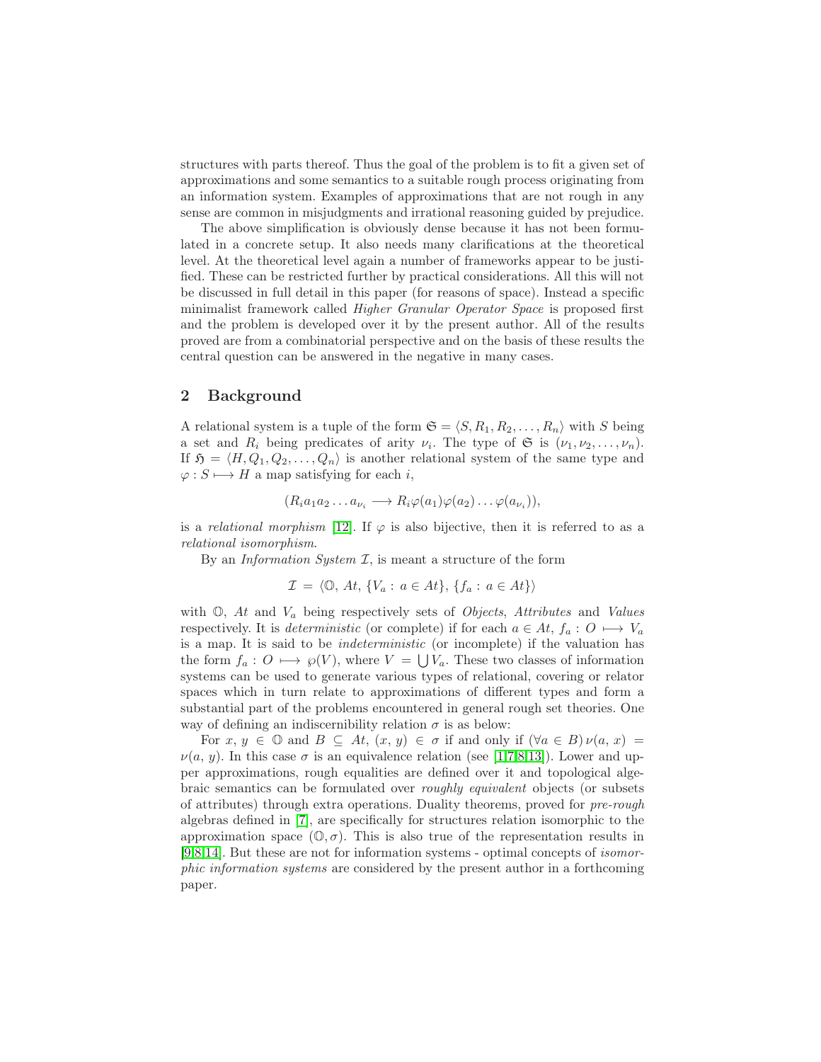structures with parts thereof. Thus the goal of the problem is to fit a given set of approximations and some semantics to a suitable rough process originating from an information system. Examples of approximations that are not rough in any sense are common in misjudgments and irrational reasoning guided by prejudice.

The above simplification is obviously dense because it has not been formulated in a concrete setup. It also needs many clarifications at the theoretical level. At the theoretical level again a number of frameworks appear to be justified. These can be restricted further by practical considerations. All this will not be discussed in full detail in this paper (for reasons of space). Instead a specific minimalist framework called *Higher Granular Operator Space* is proposed first and the problem is developed over it by the present author. All of the results proved are from a combinatorial perspective and on the basis of these results the central question can be answered in the negative in many cases.

## 2 Background

A relational system is a tuple of the form $\mathfrak{S} = \langle S, R_1, R_2, \ldots, R_n \rangle$ with $S$ being a set and $R_i$ being predicates of arity $\nu_i$. The type of $\mathfrak{S}$ is $(\nu_1, \nu_2, \ldots, \nu_n)$. If $\mathfrak{H} = \langle H, Q_1, Q_2, \ldots, Q_n \rangle$ is another relational system of the same type and $\varphi : S \longmapsto H$ a map satisfying for each $i$,

$$(R_i a_1 a_2 \ldots a_{\nu_i} \longrightarrow R_i \varphi(a_1)\varphi(a_2)\ldots\varphi(a_{\nu_i})),$$

is a *relational morphism* [12]. If $\varphi$ is also bijective, then it is referred to as a *relational isomorphism*.

By an *Information System* $\mathcal{I}$, is meant a structure of the form

$$\mathcal{I} = \langle \mathbb{O},\, At,\, \{V_a : a \in At\},\, \{f_a : a \in At\} \rangle$$

with $\mathbb{O}$, $At$ and $V_a$ being respectively sets of *Objects*, *Attributes* and *Values* respectively. It is *deterministic* (or complete) if for each $a \in At$, $f_a : O \longmapsto V_a$ is a map. It is said to be *indeterministic* (or incomplete) if the valuation has the form $f_a : O \longmapsto \wp(V)$, where $V = \bigcup V_a$. These two classes of information systems can be used to generate various types of relational, covering or relator spaces which in turn relate to approximations of different types and form a substantial part of the problems encountered in general rough set theories. One way of defining an indiscernibility relation $\sigma$ is as below:

For $x, y \in \mathbb{O}$ and $B \subseteq At$, $(x, y) \in \sigma$ if and only if $(\forall a \in B)\, \nu(a, x) = \nu(a, y)$. In this case $\sigma$ is an equivalence relation (see [1,7,8,13]). Lower and upper approximations, rough equalities are defined over it and topological algebraic semantics can be formulated over *roughly equivalent* objects (or subsets of attributes) through extra operations. Duality theorems, proved for *pre-rough* algebras defined in [7], are specifically for structures relation isomorphic to the approximation space $(\mathbb{O}, \sigma)$. This is also true of the representation results in [9,8,14]. But these are not for information systems - optimal concepts of *isomorphic information systems* are considered by the present author in a forthcoming paper.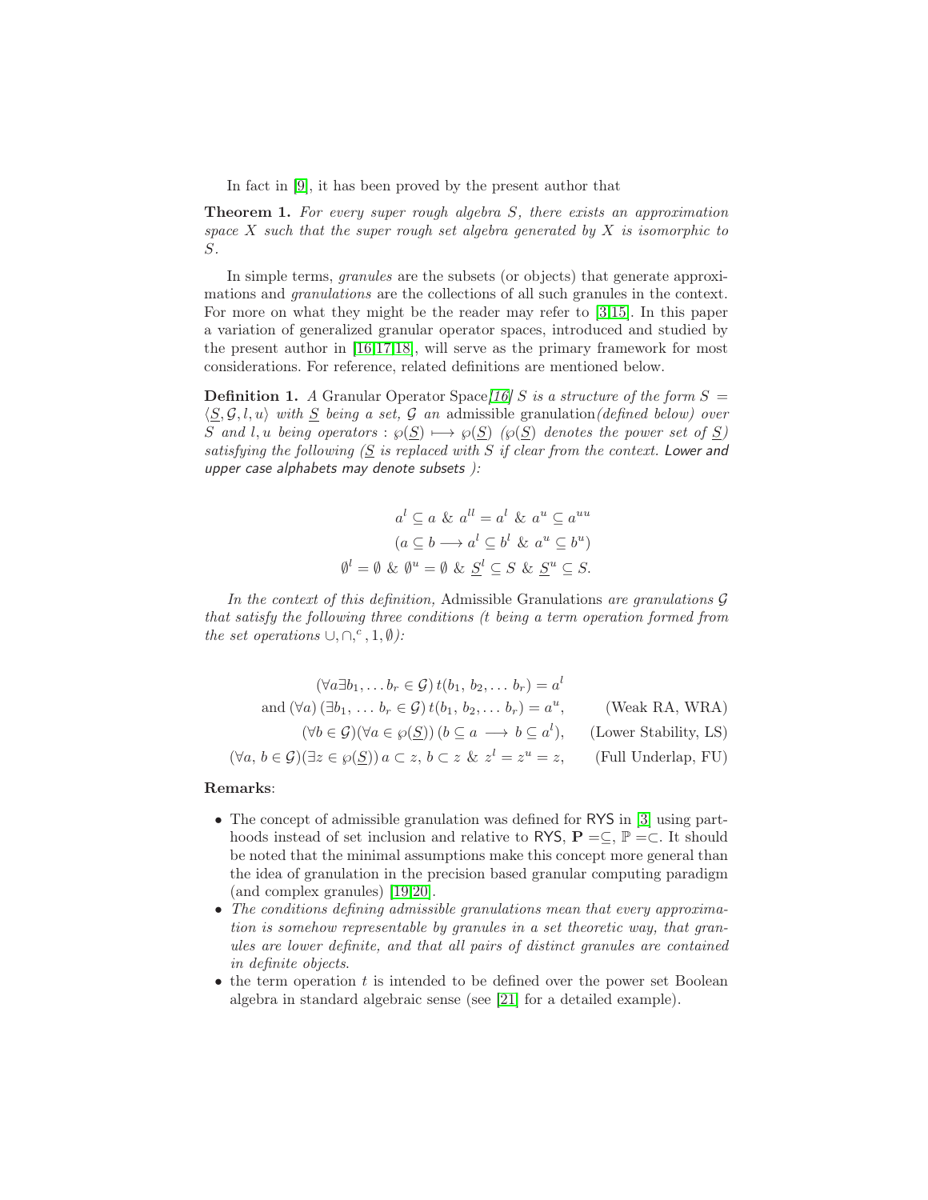In fact in [9], it has been proved by the present author that

**Theorem 1.** *For every super rough algebra $S$, there exists an approximation space $X$ such that the super rough set algebra generated by $X$ is isomorphic to $S$.*

In simple terms, *granules* are the subsets (or objects) that generate approximations and *granulations* are the collections of all such granules in the context. For more on what they might be the reader may refer to [3,15]. In this paper a variation of generalized granular operator spaces, introduced and studied by the present author in [16,17,18], will serve as the primary framework for most considerations. For reference, related definitions are mentioned below.

**Definition 1.** *A* Granular Operator Space *[16] $S$ is a structure of the form $S = \langle \underline{S}, \mathcal{G}, l, u \rangle$ with $\underline{S}$ being a set, $\mathcal{G}$ an* admissible granulation *(defined below) over $S$ and $l, u$ being operators : $\wp(\underline{S}) \longmapsto \wp(\underline{S})$ ($\wp(\underline{S})$ denotes the power set of $\underline{S}$) satisfying the following ($\underline{S}$ is replaced with $S$ if clear from the context.* Lower and upper case alphabets may denote subsets *):*

$$a^l \subseteq a \;\&\; a^{ll} = a^l \;\&\; a^u \subseteq a^{uu}$$
$$(a \subseteq b \longrightarrow a^l \subseteq b^l \;\&\; a^u \subseteq b^u)$$
$$\emptyset^l = \emptyset \;\&\; \emptyset^u = \emptyset \;\&\; \underline{S}^l \subseteq S \;\&\; \underline{S}^u \subseteq S.$$

*In the context of this definition,* Admissible Granulations *are granulations $\mathcal{G}$ that satisfy the following three conditions ($t$ being a term operation formed from the set operations $\cup, \cap, ^c, 1, \emptyset$):*

$$(\forall a \exists b_1, \ldots b_r \in \mathcal{G})\, t(b_1, b_2, \ldots b_r) = a^l$$
$$\text{and } (\forall a)\, (\exists b_1, \ldots b_r \in \mathcal{G})\, t(b_1, b_2, \ldots b_r) = a^u, \qquad \text{(Weak RA, WRA)}$$
$$(\forall b \in \mathcal{G})(\forall a \in \wp(\underline{S}))\, (b \subseteq a \longrightarrow b \subseteq a^l), \qquad \text{(Lower Stability, LS)}$$
$$(\forall a, b \in \mathcal{G})(\exists z \in \wp(\underline{S}))\, a \subset z,\, b \subset z \;\&\; z^l = z^u = z, \qquad \text{(Full Underlap, FU)}$$

**Remarks**:

- The concept of admissible granulation was defined for RYS in [3] using parthoods instead of set inclusion and relative to RYS, $\mathbf{P} = \subseteq$, $\mathbb{P} = \subset$. It should be noted that the minimal assumptions make this concept more general than the idea of granulation in the precision based granular computing paradigm (and complex granules) [19,20].
- *The conditions defining admissible granulations mean that every approximation is somehow representable by granules in a set theoretic way, that granules are lower definite, and that all pairs of distinct granules are contained in definite objects.*
- the term operation $t$ is intended to be defined over the power set Boolean algebra in standard algebraic sense (see [21] for a detailed example).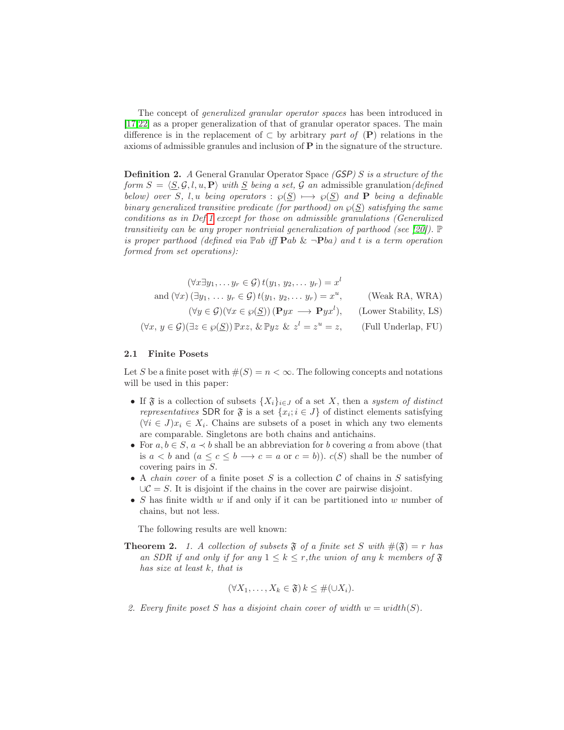The concept of *generalized granular operator spaces* has been introduced in [17,22] as a proper generalization of that of granular operator spaces. The main difference is in the replacement of $\subset$ by arbitrary *part of* ($\mathbf{P}$) relations in the axioms of admissible granules and inclusion of $\mathbf{P}$ in the signature of the structure.

**Definition 2.** *A* General Granular Operator Space *(GSP) $S$ is a structure of the form $S = \langle \underline{S}, \mathcal{G}, l, u, \mathbf{P}\rangle$ with $\underline{S}$ being a set, $\mathcal{G}$ an* admissible granulation*(defined below) over $S$, $l, u$ being operators : $\wp(\underline{S}) \longmapsto \wp(\underline{S})$ and $\mathbf{P}$ being a definable binary generalized transitive predicate (for parthood) on $\wp(\underline{S})$ satisfying the same conditions as in Def 1 except for those on admissible granulations (Generalized transitivity can be any proper nontrivial generalization of parthood (see [20]). $\mathbb{P}$ is proper parthood (defined via $\mathbb{P}ab$ iff $\mathbf{P}ab$ & $\neg\mathbf{P}ba$) and $t$ is a term operation formed from set operations):*

$$(\forall x \exists y_1, \ldots y_r \in \mathcal{G})\, t(y_1,\, y_2, \ldots\, y_r) = x^l$$

$$\text{and } (\forall x)\, (\exists y_1, \ldots\, y_r \in \mathcal{G})\, t(y_1,\, y_2, \ldots\, y_r) = x^u, \qquad \text{(Weak RA, WRA)}$$

$$(\forall y \in \mathcal{G})(\forall x \in \wp(\underline{S}))\, (\mathbf{P}yx \longrightarrow \mathbf{P}yx^l), \qquad \text{(Lower Stability, LS)}$$

$$(\forall x,\, y \in \mathcal{G})(\exists z \in \wp(\underline{S}))\, \mathbb{P}xz, \,\&\, \mathbb{P}yz \,\&\, z^l = z^u = z, \qquad \text{(Full Underlap, FU)}$$

### 2.1 Finite Posets

Let $S$ be a finite poset with $\#(S) = n < \infty$. The following concepts and notations will be used in this paper:

- If $\mathfrak{F}$ is a collection of subsets $\{X_i\}_{i \in J}$ of a set $X$, then a *system of distinct representatives* SDR for $\mathfrak{F}$ is a set $\{x_i; i \in J\}$ of distinct elements satisfying $(\forall i \in J) x_i \in X_i$. Chains are subsets of a poset in which any two elements are comparable. Singletons are both chains and antichains.
- For $a, b \in S$, $a \prec b$ shall be an abbreviation for $b$ covering $a$ from above (that is $a < b$ and $(a \leq c \leq b \longrightarrow c = a$ or $c = b)$). $c(S)$ shall be the number of covering pairs in $S$.
- A *chain cover* of a finite poset $S$ is a collection $\mathcal{C}$ of chains in $S$ satisfying $\cup\mathcal{C} = S$. It is disjoint if the chains in the cover are pairwise disjoint.
- $S$ has finite width $w$ if and only if it can be partitioned into $w$ number of chains, but not less.

The following results are well known:

**Theorem 2.** *1. A collection of subsets $\mathfrak{F}$ of a finite set $S$ with $\#(\mathfrak{F}) = r$ has an SDR if and only if for any $1 \leq k \leq r$, the union of any $k$ members of $\mathfrak{F}$ has size at least $k$, that is*

$$(\forall X_1, \ldots, X_k \in \mathfrak{F})\, k \leq \#(\cup X_i).$$

*2. Every finite poset $S$ has a disjoint chain cover of width $w = width(S)$.*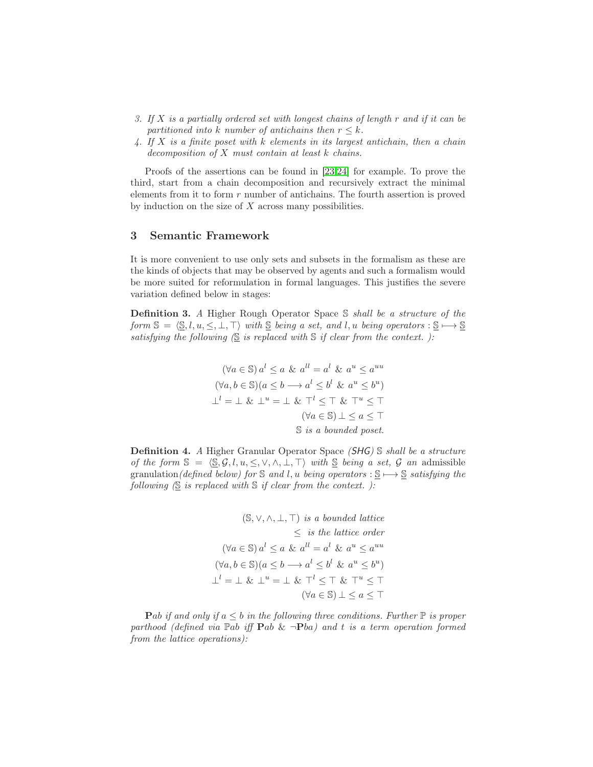3. *If $X$ is a partially ordered set with longest chains of length $r$ and if it can be partitioned into $k$ number of antichains then $r \leq k$.*
4. *If $X$ is a finite poset with $k$ elements in its largest antichain, then a chain decomposition of $X$ must contain at least $k$ chains.*

Proofs of the assertions can be found in [23,24] for example. To prove the third, start from a chain decomposition and recursively extract the minimal elements from it to form $r$ number of antichains. The fourth assertion is proved by induction on the size of $X$ across many possibilities.

## 3 Semantic Framework

It is more convenient to use only sets and subsets in the formalism as these are the kinds of objects that may be observed by agents and such a formalism would be more suited for reformulation in formal languages. This justifies the severe variation defined below in stages:

**Definition 3.** *A* Higher Rough Operator Space $\mathbb{S}$ *shall be a structure of the form* $\mathbb{S} = \langle \underline{\mathbb{S}}, l, u, \leq, \bot, \top \rangle$ *with* $\underline{\mathbb{S}}$ *being a set, and* $l, u$ *being operators* $: \underline{\mathbb{S}} \longmapsto \underline{\mathbb{S}}$ *satisfying the following (*$\underline{\mathbb{S}}$ *is replaced with* $\mathbb{S}$ *if clear from the context. ):*

$$(\forall a \in \mathbb{S})\, a^l \leq a \;\&\; a^{ll} = a^l \;\&\; a^u \leq a^{uu}$$

$$(\forall a, b \in \mathbb{S})(a \leq b \longrightarrow a^l \leq b^l \;\&\; a^u \leq b^u)$$

$$\bot^l = \bot \;\&\; \bot^u = \bot \;\&\; \top^l \leq \top \;\&\; \top^u \leq \top$$

$$(\forall a \in \mathbb{S})\, \bot \leq a \leq \top$$

$$\mathbb{S} \text{ is a bounded poset.}$$

**Definition 4.** *A* Higher Granular Operator Space *(SHG)* $\mathbb{S}$ *shall be a structure of the form* $\mathbb{S} = \langle \underline{\mathbb{S}}, \mathcal{G}, l, u, \leq, \vee, \wedge, \bot, \top \rangle$ *with* $\underline{\mathbb{S}}$ *being a set,* $\mathcal{G}$ *an* admissible granulation *(defined below) for* $\mathbb{S}$ *and* $l, u$ *being operators* $: \underline{\mathbb{S}} \longmapsto \underline{\mathbb{S}}$ *satisfying the following (*$\underline{\mathbb{S}}$ *is replaced with* $\mathbb{S}$ *if clear from the context. ):*

$$(\mathbb{S}, \vee, \wedge, \bot, \top) \text{ is a bounded lattice}$$

$$\leq \text{ is the lattice order}$$

$$(\forall a \in \mathbb{S})\, a^l \leq a \;\&\; a^{ll} = a^l \;\&\; a^u \leq a^{uu}$$

$$(\forall a, b \in \mathbb{S})(a \leq b \longrightarrow a^l \leq b^l \;\&\; a^u \leq b^u)$$

$$\bot^l = \bot \;\&\; \bot^u = \bot \;\&\; \top^l \leq \top \;\&\; \top^u \leq \top$$

$$(\forall a \in \mathbb{S})\, \bot \leq a \leq \top$$

$\mathbf{P}ab$ *if and only if* $a \leq b$ *in the following three conditions. Further* $\mathbb{P}$ *is proper parthood (defined via* $\mathbb{P}ab$ *iff* $\mathbf{P}ab \;\&\; \neg \mathbf{P}ba$*) and* $t$ *is a term operation formed from the lattice operations):*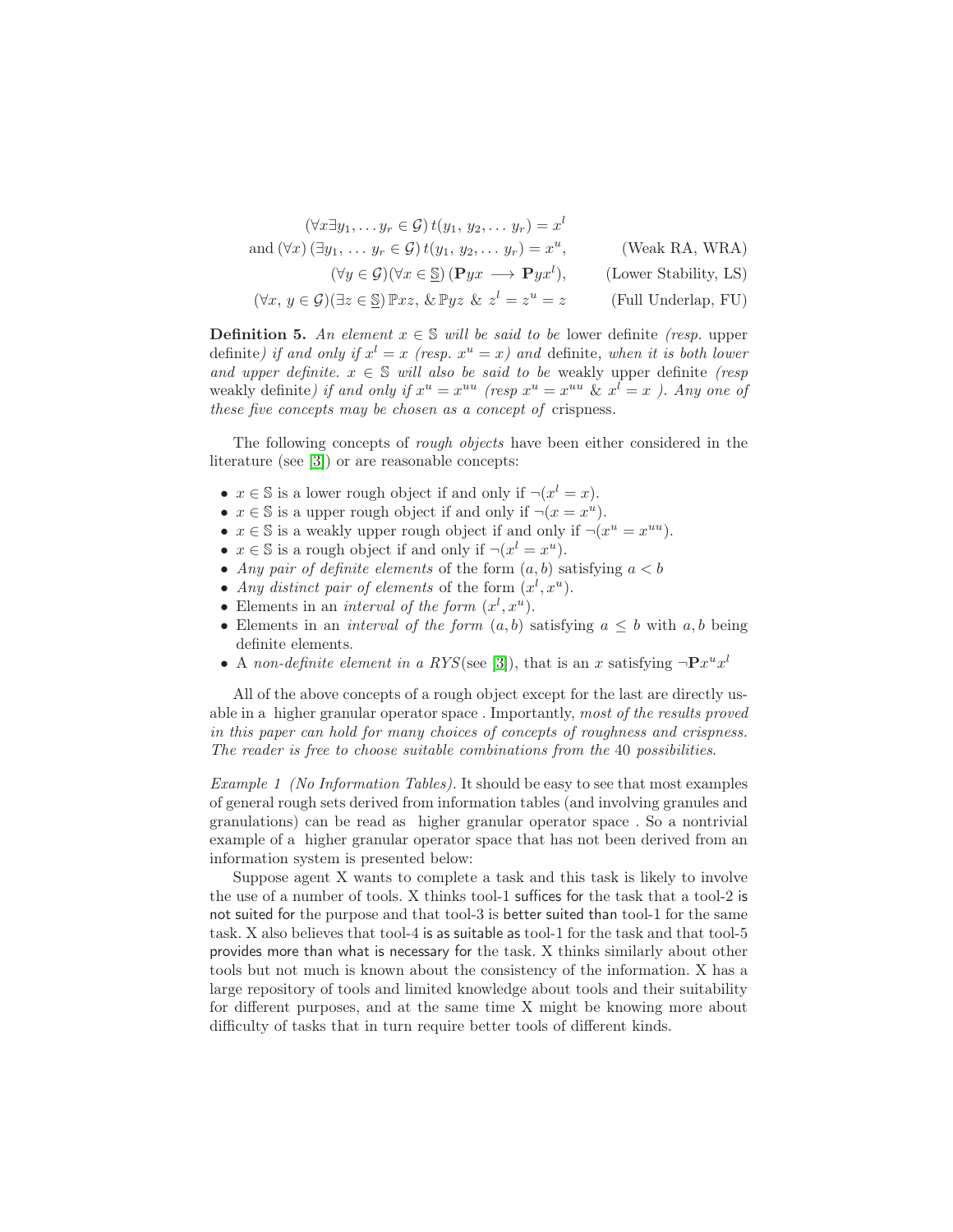$$(\forall x \exists y_1, \ldots y_r \in \mathcal{G})\, t(y_1,\, y_2, \ldots y_r) = x^l$$

$$\text{and } (\forall x)\,(\exists y_1, \ldots y_r \in \mathcal{G})\, t(y_1,\, y_2, \ldots y_r) = x^u, \qquad \text{(Weak RA, WRA)}$$

$$(\forall y \in \mathcal{G})(\forall x \in \underline{\mathbb{S}})\,(\mathbf{P}yx \longrightarrow \mathbf{P}yx^l), \qquad \text{(Lower Stability, LS)}$$

$$(\forall x,\, y \in \mathcal{G})(\exists z \in \underline{\mathbb{S}})\, \mathbb{P}xz, \,\& \, \mathbb{P}yz \;\&\; z^l = z^u = z \qquad \text{(Full Underlap, FU)}$$

**Definition 5.** *An element $x \in \mathbb{S}$ will be said to be* lower definite *(resp.* upper definite*) if and only if $x^l = x$ (resp. $x^u = x$) and* definite*, when it is both lower and upper definite. $x \in \mathbb{S}$ will also be said to be* weakly upper definite *(resp* weakly definite*) if and only if $x^u = x^{uu}$ (resp $x^u = x^{uu}$ & $x^l = x$ ). Any one of these five concepts may be chosen as a concept of* crispness*.*

The following concepts of *rough objects* have been either considered in the literature (see [3]) or are reasonable concepts:

- $x \in \mathbb{S}$ is a lower rough object if and only if $\neg(x^l = x)$.
- $x \in \mathbb{S}$ is a upper rough object if and only if $\neg(x = x^u)$.
- $x \in \mathbb{S}$ is a weakly upper rough object if and only if $\neg(x^u = x^{uu})$.
- $x \in \mathbb{S}$ is a rough object if and only if $\neg(x^l = x^u)$.
- *Any pair of definite elements* of the form $(a, b)$ satisfying $a < b$
- *Any distinct pair of elements* of the form $(x^l, x^u)$.
- Elements in an *interval of the form* $(x^l, x^u)$.
- Elements in an *interval of the form* $(a, b)$ satisfying $a \leq b$ with $a, b$ being definite elements.
- A *non-definite element in a RYS*(see [3]), that is an $x$ satisfying $\neg \mathbf{P}x^u x^l$

All of the above concepts of a rough object except for the last are directly usable in a higher granular operator space . Importantly, *most of the results proved in this paper can hold for many choices of concepts of roughness and crispness. The reader is free to choose suitable combinations from the* 40 *possibilities*.

*Example 1 (No Information Tables).* It should be easy to see that most examples of general rough sets derived from information tables (and involving granules and granulations) can be read as higher granular operator space . So a nontrivial example of a higher granular operator space that has not been derived from an information system is presented below:

Suppose agent X wants to complete a task and this task is likely to involve the use of a number of tools. X thinks tool-1 suffices for the task that a tool-2 is not suited for the purpose and that tool-3 is better suited than tool-1 for the same task. X also believes that tool-4 is as suitable as tool-1 for the task and that tool-5 provides more than what is necessary for the task. X thinks similarly about other tools but not much is known about the consistency of the information. X has a large repository of tools and limited knowledge about tools and their suitability for different purposes, and at the same time X might be knowing more about difficulty of tasks that in turn require better tools of different kinds.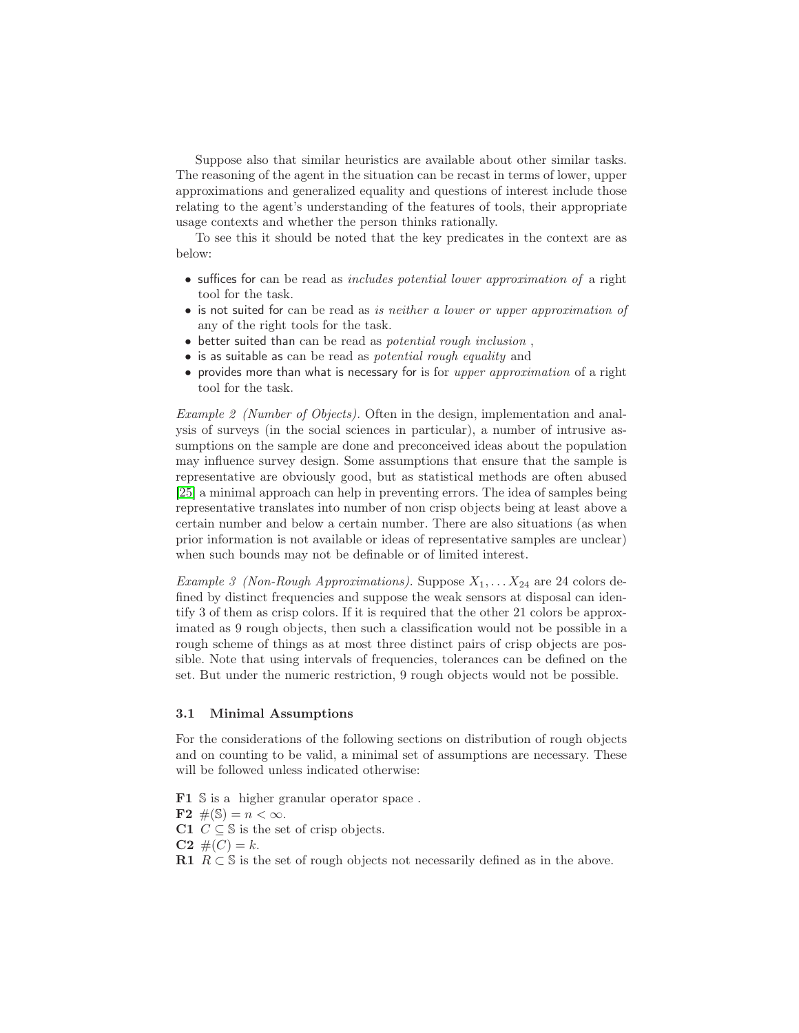Suppose also that similar heuristics are available about other similar tasks. The reasoning of the agent in the situation can be recast in terms of lower, upper approximations and generalized equality and questions of interest include those relating to the agent's understanding of the features of tools, their appropriate usage contexts and whether the person thinks rationally.

To see this it should be noted that the key predicates in the context are as below:

- suffices for can be read as *includes potential lower approximation of* a right tool for the task.
- is not suited for can be read as *is neither a lower or upper approximation of* any of the right tools for the task.
- better suited than can be read as *potential rough inclusion* ,
- is as suitable as can be read as *potential rough equality* and
- provides more than what is necessary for is for *upper approximation* of a right tool for the task.

*Example 2 (Number of Objects).* Often in the design, implementation and analysis of surveys (in the social sciences in particular), a number of intrusive assumptions on the sample are done and preconceived ideas about the population may influence survey design. Some assumptions that ensure that the sample is representative are obviously good, but as statistical methods are often abused [25] a minimal approach can help in preventing errors. The idea of samples being representative translates into number of non crisp objects being at least above a certain number and below a certain number. There are also situations (as when prior information is not available or ideas of representative samples are unclear) when such bounds may not be definable or of limited interest.

*Example 3 (Non-Rough Approximations).* Suppose $X_1, \ldots X_{24}$ are 24 colors defined by distinct frequencies and suppose the weak sensors at disposal can identify 3 of them as crisp colors. If it is required that the other 21 colors be approximated as 9 rough objects, then such a classification would not be possible in a rough scheme of things as at most three distinct pairs of crisp objects are possible. Note that using intervals of frequencies, tolerances can be defined on the set. But under the numeric restriction, 9 rough objects would not be possible.

### 3.1 Minimal Assumptions

For the considerations of the following sections on distribution of rough objects and on counting to be valid, a minimal set of assumptions are necessary. These will be followed unless indicated otherwise:

**F1** $\mathbb{S}$ is a higher granular operator space .
**F2** $\#(\mathbb{S}) = n < \infty$.
**C1** $C \subseteq \mathbb{S}$ is the set of crisp objects.
**C2** $\#(C) = k$.
**R1** $R \subset \mathbb{S}$ is the set of rough objects not necessarily defined as in the above.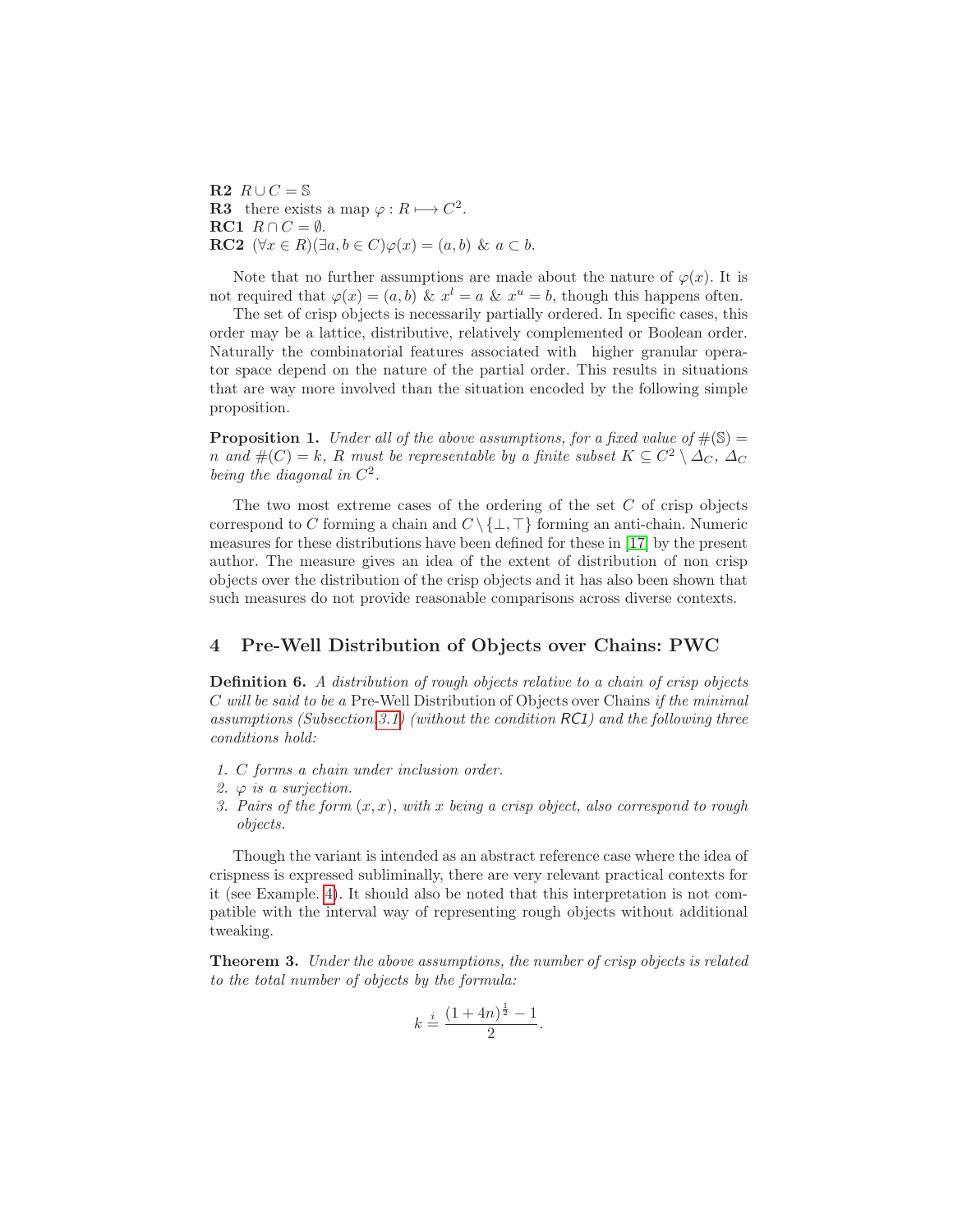**R2** $R \cup C = \mathbb{S}$

**R3** there exists a map $\varphi : R \longmapsto C^2$.

**RC1** $R \cap C = \emptyset$.

**RC2** $(\forall x \in R)(\exists a, b \in C)\varphi(x) = (a, b)\ \&\ a \subset b$.

Note that no further assumptions are made about the nature of $\varphi(x)$. It is not required that $\varphi(x) = (a, b)\ \&\ x^l = a\ \&\ x^u = b$, though this happens often.

The set of crisp objects is necessarily partially ordered. In specific cases, this order may be a lattice, distributive, relatively complemented or Boolean order. Naturally the combinatorial features associated with higher granular operator space depend on the nature of the partial order. This results in situations that are way more involved than the situation encoded by the following simple proposition.

**Proposition 1.** *Under all of the above assumptions, for a fixed value of $\#(\mathbb{S}) = n$ and $\#(C) = k$, $R$ must be representable by a finite subset $K \subseteq C^2 \setminus \Delta_C$, $\Delta_C$ being the diagonal in $C^2$.*

The two most extreme cases of the ordering of the set $C$ of crisp objects correspond to $C$ forming a chain and $C \setminus \{\bot, \top\}$ forming an anti-chain. Numeric measures for these distributions have been defined for these in [17] by the present author. The measure gives an idea of the extent of distribution of non crisp objects over the distribution of the crisp objects and it has also been shown that such measures do not provide reasonable comparisons across diverse contexts.

## 4 Pre-Well Distribution of Objects over Chains: PWC

**Definition 6.** *A distribution of rough objects relative to a chain of crisp objects $C$ will be said to be a* Pre-Well Distribution of Objects over Chains *if the minimal assumptions (Subsection 3.1) (without the condition RC1) and the following three conditions hold:*

1. *$C$ forms a chain under inclusion order.*
2. *$\varphi$ is a surjection.*
3. *Pairs of the form $(x, x)$, with $x$ being a crisp object, also correspond to rough objects.*

Though the variant is intended as an abstract reference case where the idea of crispness is expressed subliminally, there are very relevant practical contexts for it (see Example. 4). It should also be noted that this interpretation is not compatible with the interval way of representing rough objects without additional tweaking.

**Theorem 3.** *Under the above assumptions, the number of crisp objects is related to the total number of objects by the formula:*

$$k \stackrel{i}{=} \frac{(1 + 4n)^{\frac{1}{2}} - 1}{2}.$$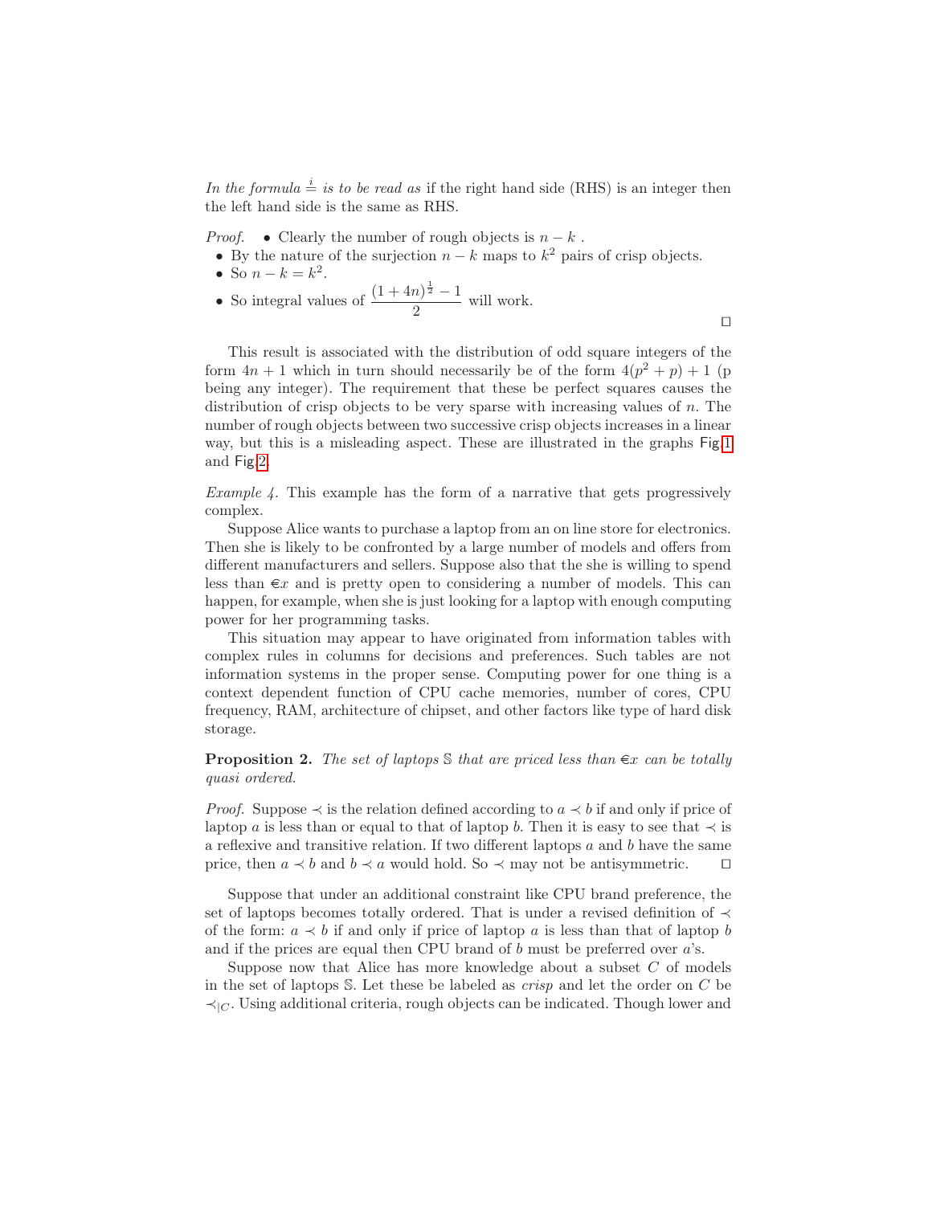*In the formula* $\stackrel{i}{=}$ *is to be read as* if the right hand side (RHS) is an integer then the left hand side is the same as RHS.

*Proof.*
- Clearly the number of rough objects is $n - k$ .
- By the nature of the surjection $n - k$ maps to $k^2$ pairs of crisp objects.
- So $n - k = k^2$.
- So integral values of $\dfrac{(1+4n)^{\frac{1}{2}} - 1}{2}$ will work.

□

This result is associated with the distribution of odd square integers of the form $4n + 1$ which in turn should necessarily be of the form $4(p^2 + p) + 1$ (p being any integer). The requirement that these be perfect squares causes the distribution of crisp objects to be very sparse with increasing values of $n$. The number of rough objects between two successive crisp objects increases in a linear way, but this is a misleading aspect. These are illustrated in the graphs Fig.1 and Fig.2.

*Example 4.* This example has the form of a narrative that gets progressively complex.

Suppose Alice wants to purchase a laptop from an on line store for electronics. Then she is likely to be confronted by a large number of models and offers from different manufacturers and sellers. Suppose also that the she is willing to spend less than €$x$ and is pretty open to considering a number of models. This can happen, for example, when she is just looking for a laptop with enough computing power for her programming tasks.

This situation may appear to have originated from information tables with complex rules in columns for decisions and preferences. Such tables are not information systems in the proper sense. Computing power for one thing is a context dependent function of CPU cache memories, number of cores, CPU frequency, RAM, architecture of chipset, and other factors like type of hard disk storage.

**Proposition 2.** *The set of laptops* $\mathbb{S}$ *that are priced less than* €$x$ *can be totally quasi ordered.*

*Proof.* Suppose $\prec$ is the relation defined according to $a \prec b$ if and only if price of laptop $a$ is less than or equal to that of laptop $b$. Then it is easy to see that $\prec$ is a reflexive and transitive relation. If two different laptops $a$ and $b$ have the same price, then $a \prec b$ and $b \prec a$ would hold. So $\prec$ may not be antisymmetric. □

Suppose that under an additional constraint like CPU brand preference, the set of laptops becomes totally ordered. That is under a revised definition of $\prec$ of the form: $a \prec b$ if and only if price of laptop $a$ is less than that of laptop $b$ and if the prices are equal then CPU brand of $b$ must be preferred over $a$'s.

Suppose now that Alice has more knowledge about a subset $C$ of models in the set of laptops $\mathbb{S}$. Let these be labeled as *crisp* and let the order on $C$ be $\prec_{|C}$. Using additional criteria, rough objects can be indicated. Though lower and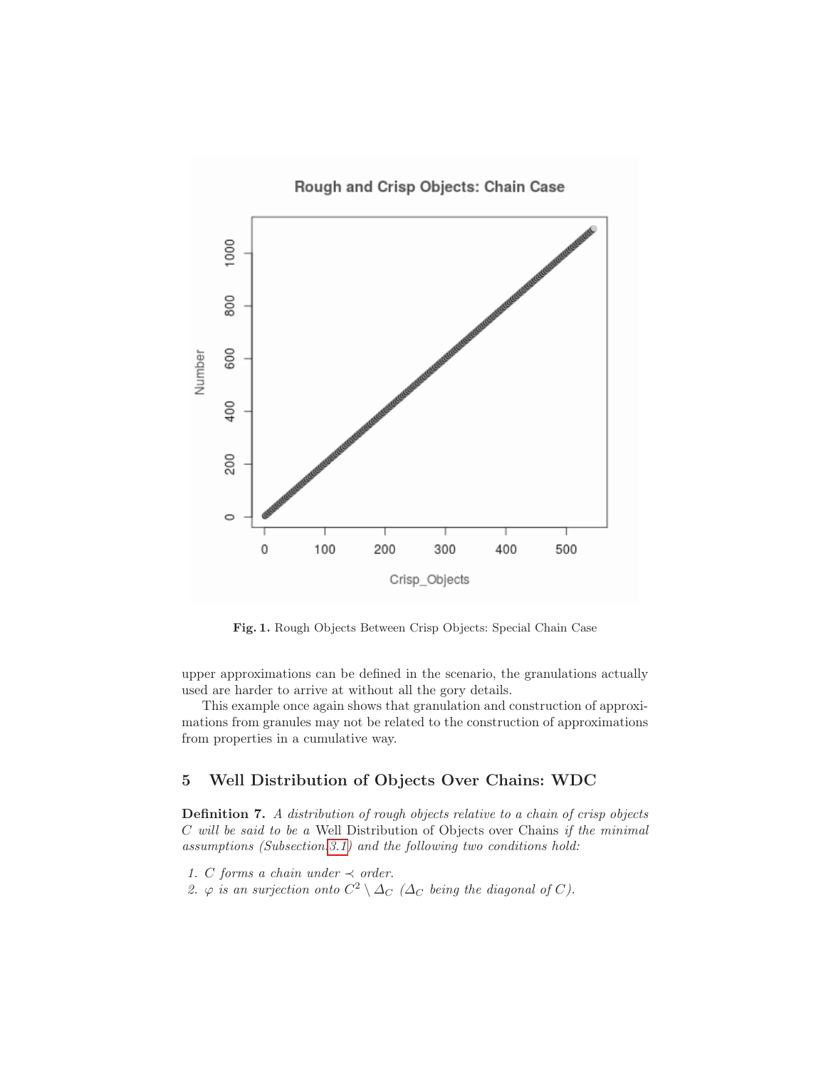**Fig. 1.** Rough Objects Between Crisp Objects: Special Chain Case

upper approximations can be defined in the scenario, the granulations actually used are harder to arrive at without all the gory details.

This example once again shows that granulation and construction of approximations from granules may not be related to the construction of approximations from properties in a cumulative way.

## 5 Well Distribution of Objects Over Chains: WDC

**Definition 7.** *A distribution of rough objects relative to a chain of crisp objects $C$ will be said to be a* Well Distribution of Objects over Chains *if the minimal assumptions (Subsection 3.1) and the following two conditions hold:*

1. *$C$ forms a chain under $\prec$ order.*
2. *$\varphi$ is an surjection onto $C^2 \setminus \Delta_C$ ($\Delta_C$ being the diagonal of $C$).*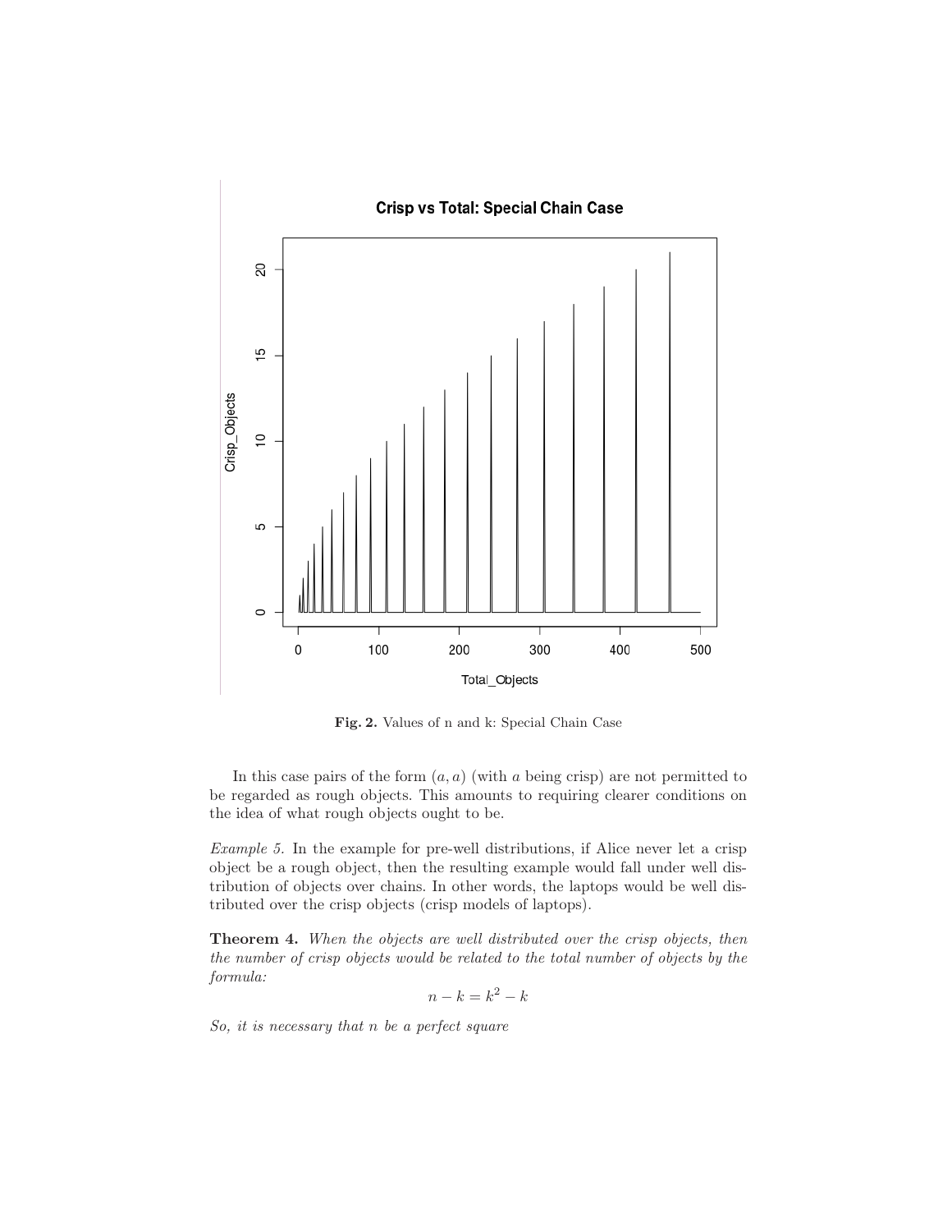Fig. 2. Values of n and k: Special Chain Case

In this case pairs of the form $(a, a)$ (with $a$ being crisp) are not permitted to be regarded as rough objects. This amounts to requiring clearer conditions on the idea of what rough objects ought to be.

*Example 5.* In the example for pre-well distributions, if Alice never let a crisp object be a rough object, then the resulting example would fall under well distribution of objects over chains. In other words, the laptops would be well distributed over the crisp objects (crisp models of laptops).

**Theorem 4.** *When the objects are well distributed over the crisp objects, then the number of crisp objects would be related to the total number of objects by the formula:*

$$n - k = k^2 - k$$

*So, it is necessary that n be a perfect square*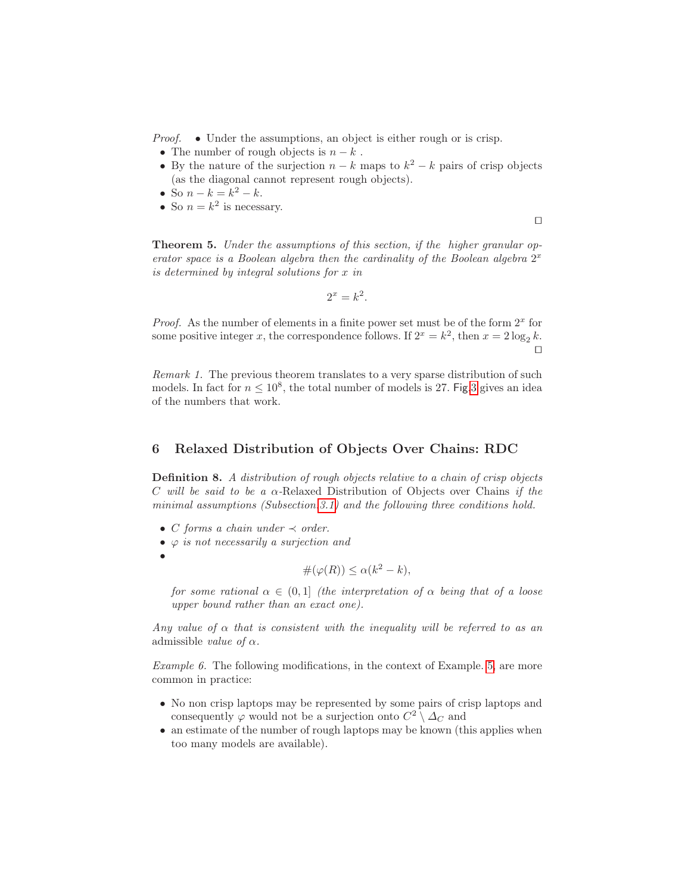*Proof.*
- Under the assumptions, an object is either rough or is crisp.
- The number of rough objects is $n - k$ .
- By the nature of the surjection $n - k$ maps to $k^2 - k$ pairs of crisp objects (as the diagonal cannot represent rough objects).
- So $n - k = k^2 - k$.
- So $n = k^2$ is necessary.

□

**Theorem 5.** *Under the assumptions of this section, if the higher granular operator space is a Boolean algebra then the cardinality of the Boolean algebra $2^x$ is determined by integral solutions for $x$ in*

$$2^x = k^2.$$

*Proof.* As the number of elements in a finite power set must be of the form $2^x$ for some positive integer $x$, the correspondence follows. If $2^x = k^2$, then $x = 2\log_2 k$. □

*Remark 1.* The previous theorem translates to a very sparse distribution of such models. In fact for $n \leq 10^8$, the total number of models is 27. Fig.3 gives an idea of the numbers that work.

## 6 Relaxed Distribution of Objects Over Chains: RDC

**Definition 8.** *A distribution of rough objects relative to a chain of crisp objects $C$ will be said to be a $\alpha$-*Relaxed Distribution of Objects over Chains *if the minimal assumptions (Subsection 3.1) and the following three conditions hold.*

- *$C$ forms a chain under $\prec$ order.*
- *$\varphi$ is not necessarily a surjection and*
- $$\#(\varphi(R)) \leq \alpha(k^2 - k),$$

  *for some rational $\alpha \in (0, 1]$ (the interpretation of $\alpha$ being that of a loose upper bound rather than an exact one).*

*Any value of $\alpha$ that is consistent with the inequality will be referred to as an* admissible *value of $\alpha$.*

*Example 6.* The following modifications, in the context of Example. 5, are more common in practice:

- No non crisp laptops may be represented by some pairs of crisp laptops and consequently $\varphi$ would not be a surjection onto $C^2 \setminus \Delta_C$ and
- an estimate of the number of rough laptops may be known (this applies when too many models are available).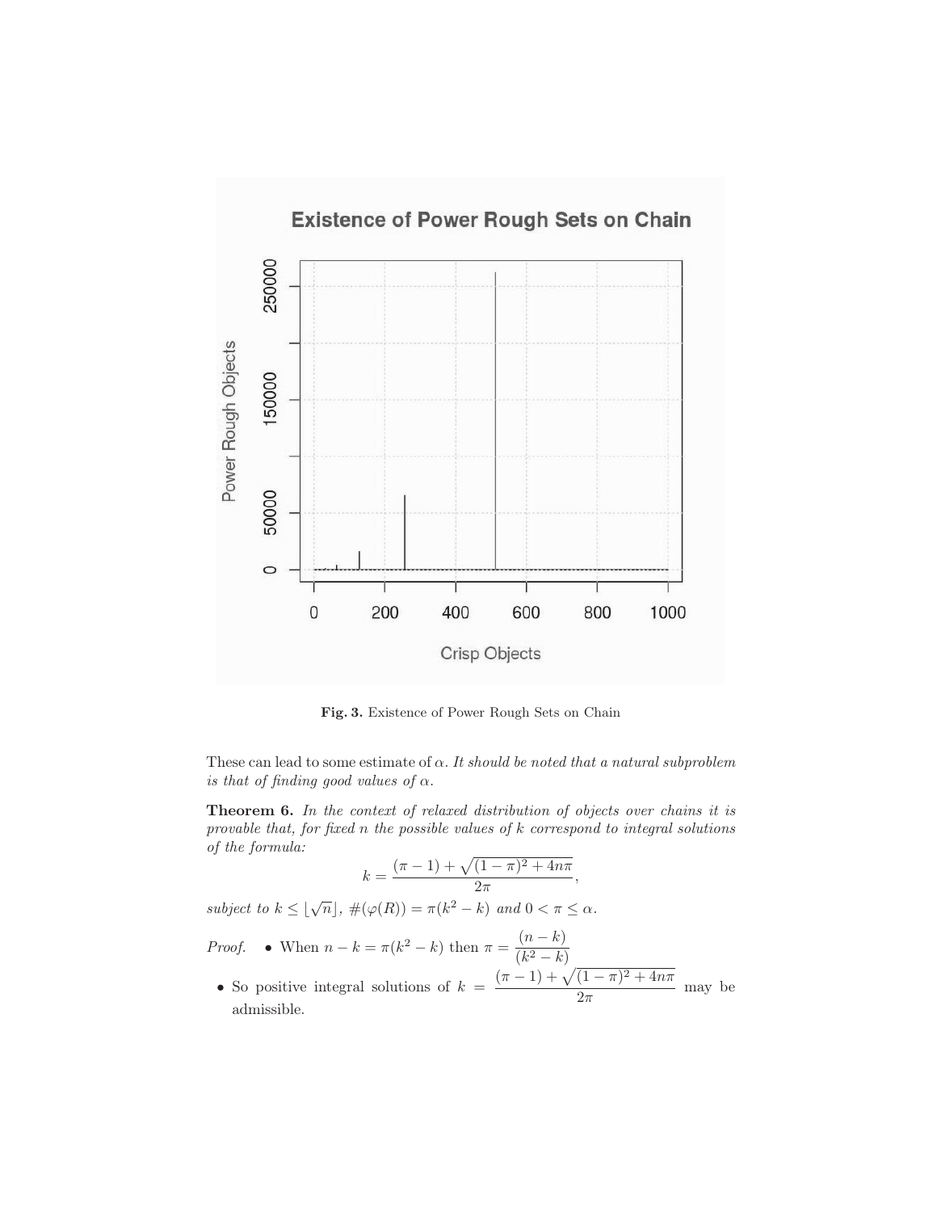**Fig. 3.** Existence of Power Rough Sets on Chain

These can lead to some estimate of $\alpha$. *It should be noted that a natural subproblem is that of finding good values of* $\alpha$.

**Theorem 6.** *In the context of relaxed distribution of objects over chains it is provable that, for fixed* $n$ *the possible values of* $k$ *correspond to integral solutions of the formula:*

$$k = \frac{(\pi - 1) + \sqrt{(1 - \pi)^2 + 4n\pi}}{2\pi},$$

*subject to* $k \leq \lfloor \sqrt{n} \rfloor$, $\#(\varphi(R)) = \pi(k^2 - k)$ *and* $0 < \pi \leq \alpha$.

*Proof.*

- When $n - k = \pi(k^2 - k)$ then $\pi = \dfrac{(n-k)}{(k^2 - k)}$
- So positive integral solutions of $k = \dfrac{(\pi - 1) + \sqrt{(1 - \pi)^2 + 4n\pi}}{2\pi}$ may be admissible.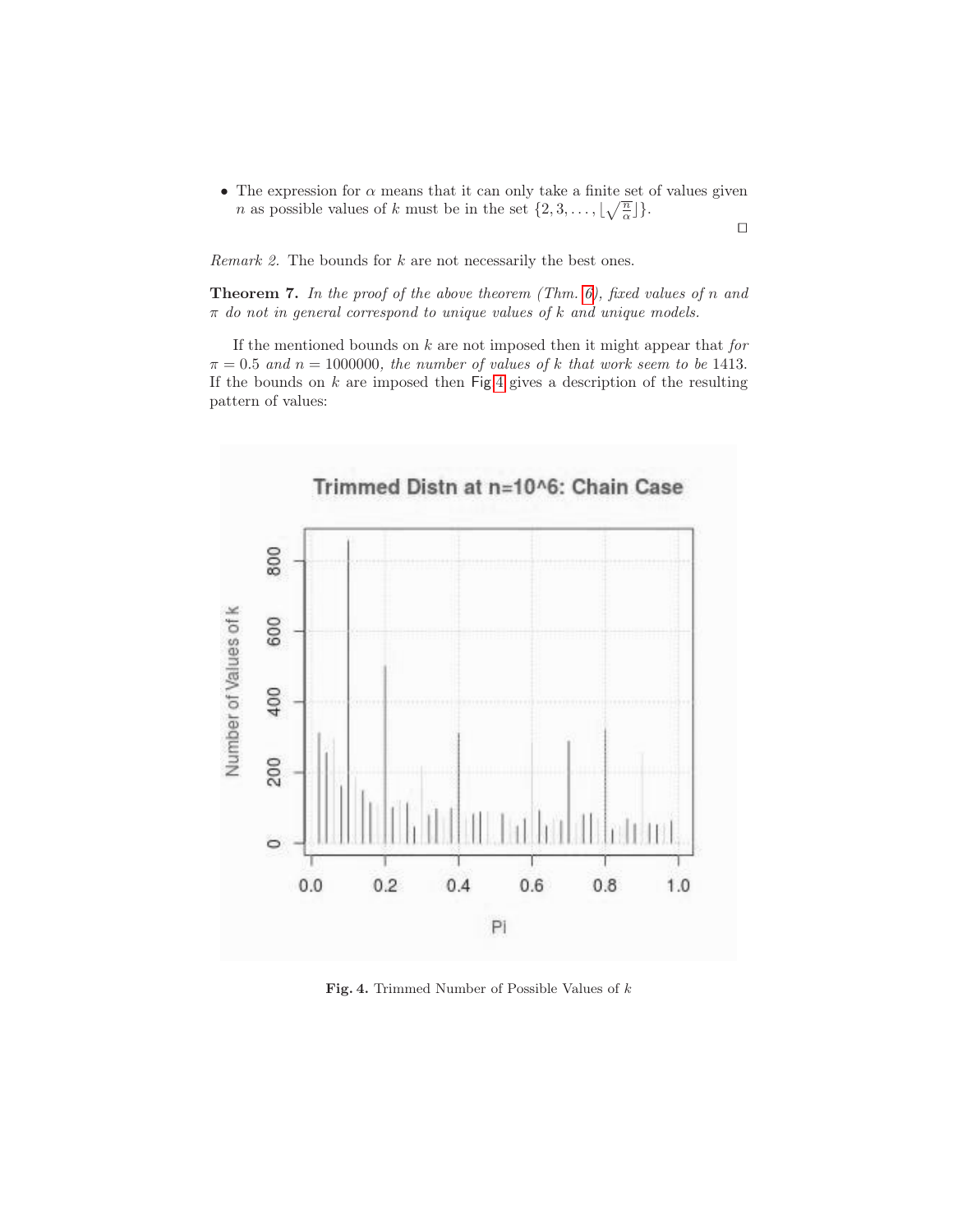- The expression for $\alpha$ means that it can only take a finite set of values given $n$ as possible values of $k$ must be in the set $\{2, 3, \ldots, \lfloor\sqrt{\frac{n}{\alpha}}\rfloor\}$.

$\square$

*Remark 2.* The bounds for $k$ are not necessarily the best ones.

**Theorem 7.** *In the proof of the above theorem (Thm. 6), fixed values of $n$ and $\pi$ do not in general correspond to unique values of $k$ and unique models.*

If the mentioned bounds on $k$ are not imposed then it might appear that *for $\pi = 0.5$ and $n = 1000000$, the number of values of $k$ that work seem to be* 1413. If the bounds on $k$ are imposed then Fig 4 gives a description of the resulting pattern of values:

**Fig. 4.** Trimmed Number of Possible Values of $k$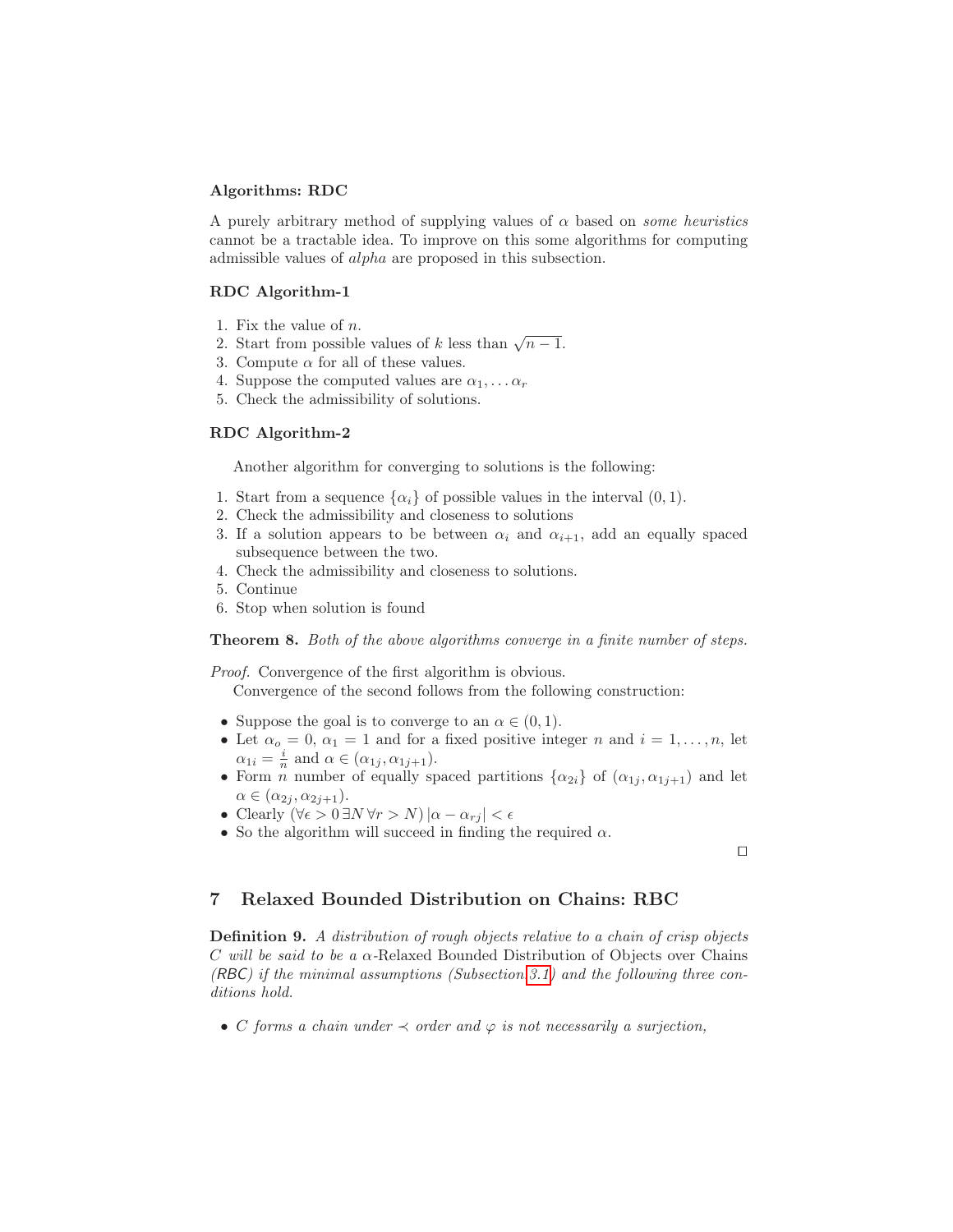**Algorithms: RDC**

A purely arbitrary method of supplying values of $\alpha$ based on *some heuristics* cannot be a tractable idea. To improve on this some algorithms for computing admissible values of *alpha* are proposed in this subsection.

**RDC Algorithm-1**

1. Fix the value of $n$.
2. Start from possible values of $k$ less than $\sqrt{n-1}$.
3. Compute $\alpha$ for all of these values.
4. Suppose the computed values are $\alpha_1, \ldots \alpha_r$
5. Check the admissibility of solutions.

**RDC Algorithm-2**

Another algorithm for converging to solutions is the following:

1. Start from a sequence $\{\alpha_i\}$ of possible values in the interval $(0, 1)$.
2. Check the admissibility and closeness to solutions
3. If a solution appears to be between $\alpha_i$ and $\alpha_{i+1}$, add an equally spaced subsequence between the two.
4. Check the admissibility and closeness to solutions.
5. Continue
6. Stop when solution is found

**Theorem 8.** *Both of the above algorithms converge in a finite number of steps.*

*Proof.* Convergence of the first algorithm is obvious.

Convergence of the second follows from the following construction:

- Suppose the goal is to converge to an $\alpha \in (0, 1)$.
- Let $\alpha_o = 0$, $\alpha_1 = 1$ and for a fixed positive integer $n$ and $i = 1, \ldots, n$, let $\alpha_{1i} = \frac{i}{n}$ and $\alpha \in (\alpha_{1j}, \alpha_{1j+1})$.
- Form $n$ number of equally spaced partitions $\{\alpha_{2i}\}$ of $(\alpha_{1j}, \alpha_{1j+1})$ and let $\alpha \in (\alpha_{2j}, \alpha_{2j+1})$.
- Clearly $(\forall \epsilon > 0 \, \exists N \, \forall r > N) \, |\alpha - \alpha_{rj}| < \epsilon$
- So the algorithm will succeed in finding the required $\alpha$.

□

## 7 Relaxed Bounded Distribution on Chains: RBC

**Definition 9.** *A distribution of rough objects relative to a chain of crisp objects $C$ will be said to be a $\alpha$-Relaxed Bounded Distribution of Objects over Chains (RBC) if the minimal assumptions (Subsection 3.1) and the following three conditions hold.*

- *$C$ forms a chain under $\prec$ order and $\varphi$ is not necessarily a surjection,*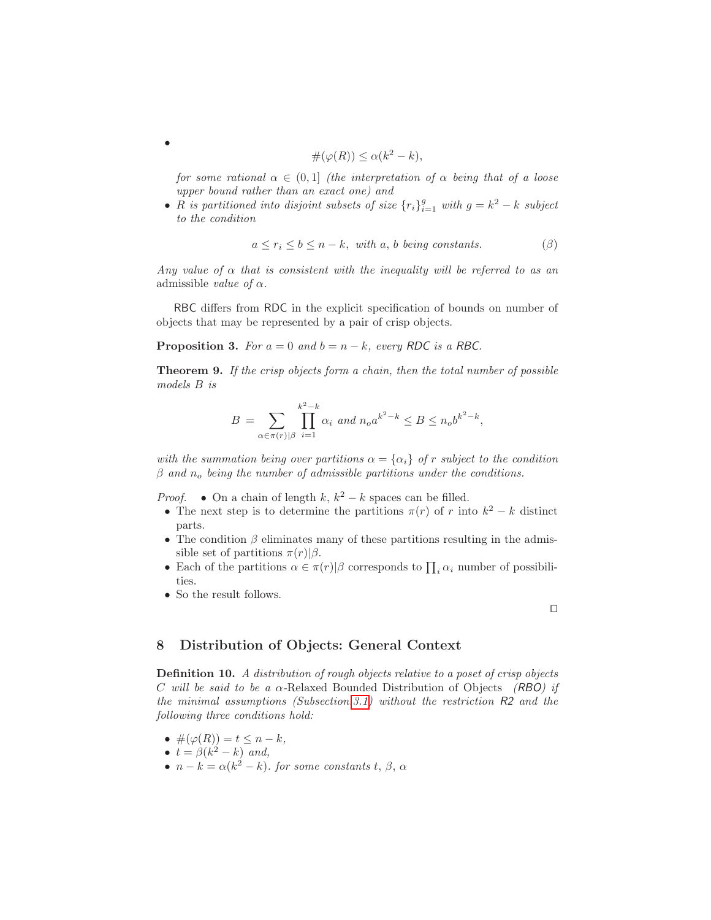- $$\#(\varphi(R)) \leq \alpha(k^2 - k),$$

  *for some rational $\alpha \in (0, 1]$ (the interpretation of $\alpha$ being that of a loose upper bound rather than an exact one) and*
- *$R$ is partitioned into disjoint subsets of size $\{r_i\}_{i=1}^{g}$ with $g = k^2 - k$ subject to the condition*

$$a \leq r_i \leq b \leq n - k, \text{ with } a, b \text{ being constants.} \qquad (\beta)$$

*Any value of $\alpha$ that is consistent with the inequality will be referred to as an* admissible *value of $\alpha$.*

RBC differs from RDC in the explicit specification of bounds on number of objects that may be represented by a pair of crisp objects.

**Proposition 3.** *For $a = 0$ and $b = n - k$, every RDC is a RBC.*

**Theorem 9.** *If the crisp objects form a chain, then the total number of possible models $B$ is*

$$B = \sum_{\alpha \in \pi(r)|\beta} \prod_{i=1}^{k^2-k} \alpha_i \text{ and } n_o a^{k^2-k} \leq B \leq n_o b^{k^2-k},$$

*with the summation being over partitions $\alpha = \{\alpha_i\}$ of $r$ subject to the condition $\beta$ and $n_o$ being the number of admissible partitions under the conditions.*

*Proof.*
- On a chain of length $k$, $k^2 - k$ spaces can be filled.
- The next step is to determine the partitions $\pi(r)$ of $r$ into $k^2 - k$ distinct parts.
- The condition $\beta$ eliminates many of these partitions resulting in the admissible set of partitions $\pi(r)|\beta$.
- Each of the partitions $\alpha \in \pi(r)|\beta$ corresponds to $\prod_i \alpha_i$ number of possibilities.
- So the result follows.

□

## 8 Distribution of Objects: General Context

**Definition 10.** *A distribution of rough objects relative to a poset of crisp objects $C$ will be said to be a $\alpha$-*Relaxed Bounded Distribution of Objects *(RBO) if the minimal assumptions (Subsection 3.1) without the restriction R2 and the following three conditions hold:*

- *$\#(\varphi(R)) = t \leq n - k$,*
- *$t = \beta(k^2 - k)$ and,*
- *$n - k = \alpha(k^2 - k)$. for some constants $t$, $\beta$, $\alpha$*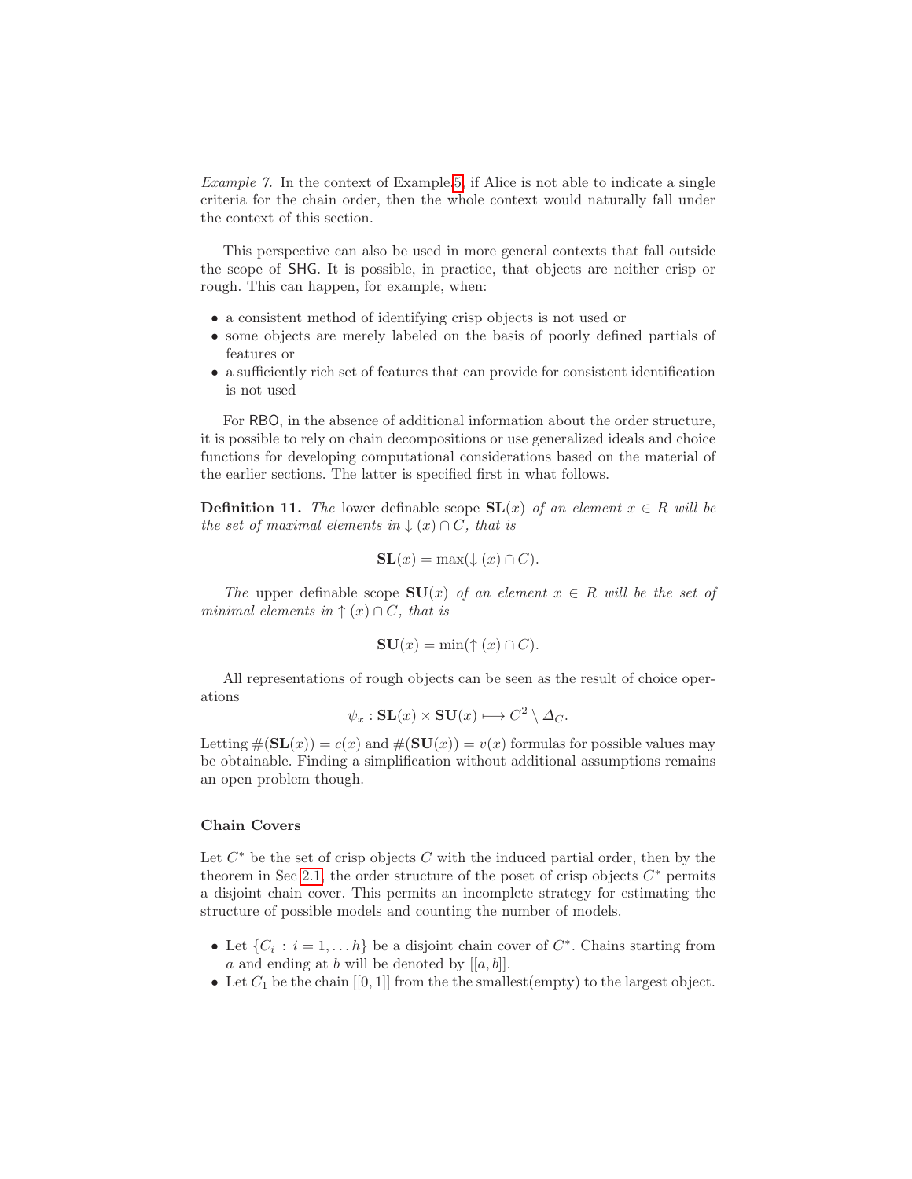*Example 7.* In the context of Example 5, if Alice is not able to indicate a single criteria for the chain order, then the whole context would naturally fall under the context of this section.

This perspective can also be used in more general contexts that fall outside the scope of SHG. It is possible, in practice, that objects are neither crisp or rough. This can happen, for example, when:

- a consistent method of identifying crisp objects is not used or
- some objects are merely labeled on the basis of poorly defined partials of features or
- a sufficiently rich set of features that can provide for consistent identification is not used

For RBO, in the absence of additional information about the order structure, it is possible to rely on chain decompositions or use generalized ideals and choice functions for developing computational considerations based on the material of the earlier sections. The latter is specified first in what follows.

**Definition 11.** *The* lower definable scope $\mathbf{SL}(x)$ *of an element* $x \in R$ *will be the set of maximal elements in* $\downarrow(x) \cap C$*, that is*

$$\mathbf{SL}(x) = \max(\downarrow(x) \cap C).$$

*The* upper definable scope $\mathbf{SU}(x)$ *of an element* $x \in R$ *will be the set of minimal elements in* $\uparrow(x) \cap C$*, that is*

$$\mathbf{SU}(x) = \min(\uparrow(x) \cap C).$$

All representations of rough objects can be seen as the result of choice operations

$$\psi_x : \mathbf{SL}(x) \times \mathbf{SU}(x) \longmapsto C^2 \setminus \Delta_C.$$

Letting $\#(\mathbf{SL}(x)) = c(x)$ and $\#(\mathbf{SU}(x)) = v(x)$ formulas for possible values may be obtainable. Finding a simplification without additional assumptions remains an open problem though.

### Chain Covers

Let $C^*$ be the set of crisp objects $C$ with the induced partial order, then by the theorem in Sec 2.1, the order structure of the poset of crisp objects $C^*$ permits a disjoint chain cover. This permits an incomplete strategy for estimating the structure of possible models and counting the number of models.

- Let $\{C_i : i = 1, \ldots h\}$ be a disjoint chain cover of $C^*$. Chains starting from $a$ and ending at $b$ will be denoted by $[[a, b]]$.
- Let $C_1$ be the chain $[[0, 1]]$ from the the smallest(empty) to the largest object.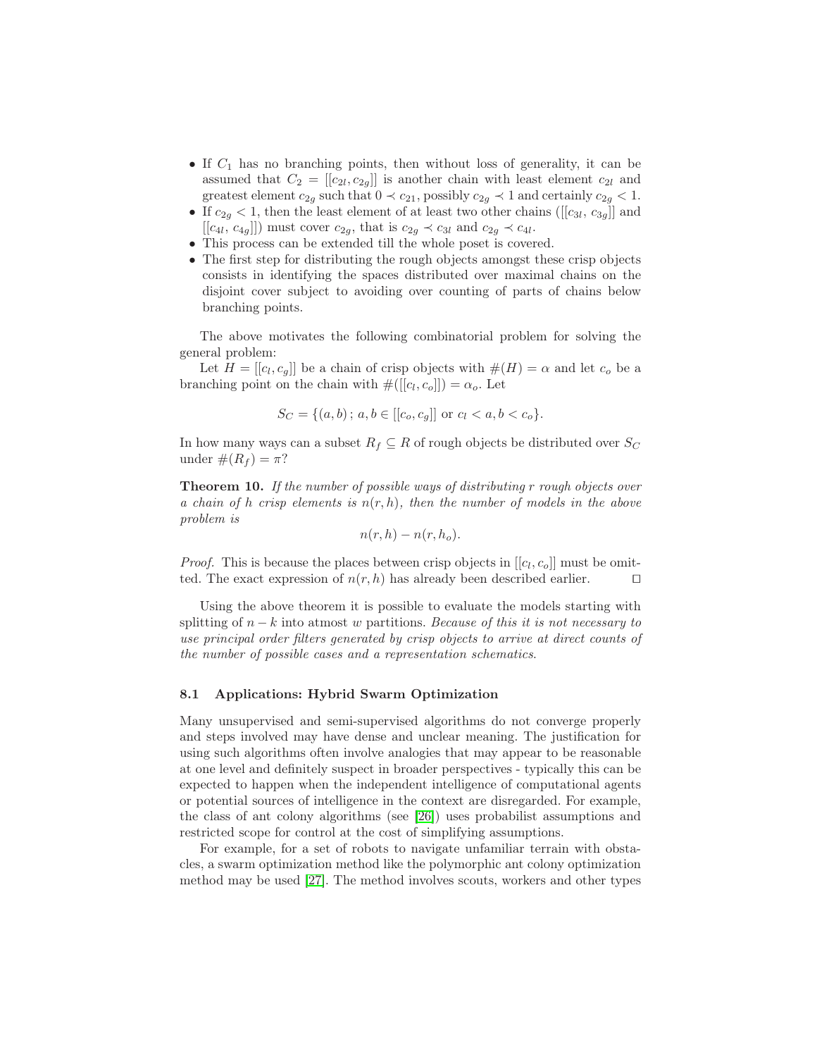- If $C_1$ has no branching points, then without loss of generality, it can be assumed that $C_2 = [[c_{2l}, c_{2g}]]$ is another chain with least element $c_{2l}$ and greatest element $c_{2g}$ such that $0 \prec c_{21}$, possibly $c_{2g} \prec 1$ and certainly $c_{2g} < 1$.
- If $c_{2g} < 1$, then the least element of at least two other chains ($[[c_{3l},\, c_{3g}]]$ and $[[c_{4l},\, c_{4g}]]$) must cover $c_{2g}$, that is $c_{2g} \prec c_{3l}$ and $c_{2g} \prec c_{4l}$.
- This process can be extended till the whole poset is covered.
- The first step for distributing the rough objects amongst these crisp objects consists in identifying the spaces distributed over maximal chains on the disjoint cover subject to avoiding over counting of parts of chains below branching points.

The above motivates the following combinatorial problem for solving the general problem:

Let $H = [[c_l, c_g]]$ be a chain of crisp objects with $\#(H) = \alpha$ and let $c_o$ be a branching point on the chain with $\#([[c_l, c_o]]) = \alpha_o$. Let

$$S_C = \{(a, b)\,;\, a, b \in [[c_o, c_g]] \text{ or } c_l < a, b < c_o\}.$$

In how many ways can a subset $R_f \subseteq R$ of rough objects be distributed over $S_C$ under $\#(R_f) = \pi$?

**Theorem 10.** *If the number of possible ways of distributing $r$ rough objects over a chain of $h$ crisp elements is $n(r, h)$, then the number of models in the above problem is*

$$n(r, h) - n(r, h_o).$$

*Proof.* This is because the places between crisp objects in $[[c_l, c_o]]$ must be omitted. The exact expression of $n(r, h)$ has already been described earlier. □

Using the above theorem it is possible to evaluate the models starting with splitting of $n - k$ into atmost $w$ partitions. *Because of this it is not necessary to use principal order filters generated by crisp objects to arrive at direct counts of the number of possible cases and a representation schematics.*

### 8.1 Applications: Hybrid Swarm Optimization

Many unsupervised and semi-supervised algorithms do not converge properly and steps involved may have dense and unclear meaning. The justification for using such algorithms often involve analogies that may appear to be reasonable at one level and definitely suspect in broader perspectives - typically this can be expected to happen when the independent intelligence of computational agents or potential sources of intelligence in the context are disregarded. For example, the class of ant colony algorithms (see [26]) uses probabilist assumptions and restricted scope for control at the cost of simplifying assumptions.

For example, for a set of robots to navigate unfamiliar terrain with obstacles, a swarm optimization method like the polymorphic ant colony optimization method may be used [27]. The method involves scouts, workers and other types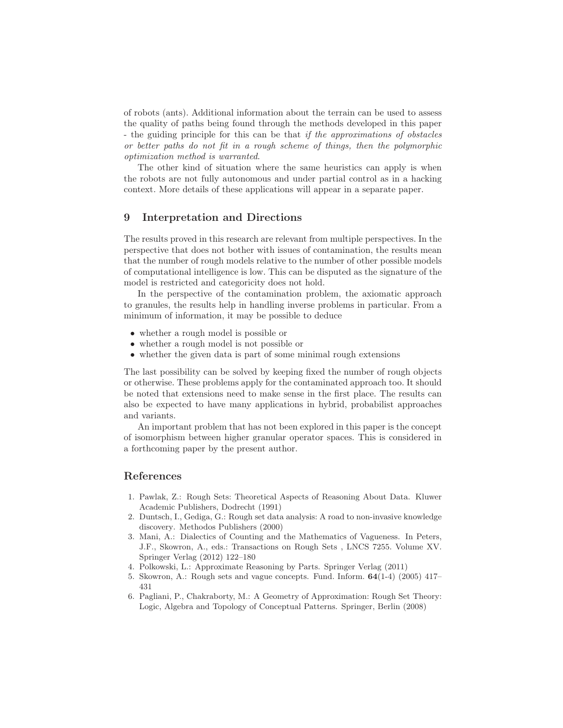of robots (ants). Additional information about the terrain can be used to assess the quality of paths being found through the methods developed in this paper - the guiding principle for this can be that *if the approximations of obstacles or better paths do not fit in a rough scheme of things, then the polymorphic optimization method is warranted*.

The other kind of situation where the same heuristics can apply is when the robots are not fully autonomous and under partial control as in a hacking context. More details of these applications will appear in a separate paper.

## 9 Interpretation and Directions

The results proved in this research are relevant from multiple perspectives. In the perspective that does not bother with issues of contamination, the results mean that the number of rough models relative to the number of other possible models of computational intelligence is low. This can be disputed as the signature of the model is restricted and categoricity does not hold.

In the perspective of the contamination problem, the axiomatic approach to granules, the results help in handling inverse problems in particular. From a minimum of information, it may be possible to deduce

- whether a rough model is possible or
- whether a rough model is not possible or
- whether the given data is part of some minimal rough extensions

The last possibility can be solved by keeping fixed the number of rough objects or otherwise. These problems apply for the contaminated approach too. It should be noted that extensions need to make sense in the first place. The results can also be expected to have many applications in hybrid, probabilist approaches and variants.

An important problem that has not been explored in this paper is the concept of isomorphism between higher granular operator spaces. This is considered in a forthcoming paper by the present author.

## References

1. Pawlak, Z.: Rough Sets: Theoretical Aspects of Reasoning About Data. Kluwer Academic Publishers, Dodrecht (1991)
2. Duntsch, I., Gediga, G.: Rough set data analysis: A road to non-invasive knowledge discovery. Methodos Publishers (2000)
3. Mani, A.: Dialectics of Counting and the Mathematics of Vagueness. In Peters, J.F., Skowron, A., eds.: Transactions on Rough Sets , LNCS 7255. Volume XV. Springer Verlag (2012) 122–180
4. Polkowski, L.: Approximate Reasoning by Parts. Springer Verlag (2011)
5. Skowron, A.: Rough sets and vague concepts. Fund. Inform. **64**(1-4) (2005) 417–431
6. Pagliani, P., Chakraborty, M.: A Geometry of Approximation: Rough Set Theory: Logic, Algebra and Topology of Conceptual Patterns. Springer, Berlin (2008)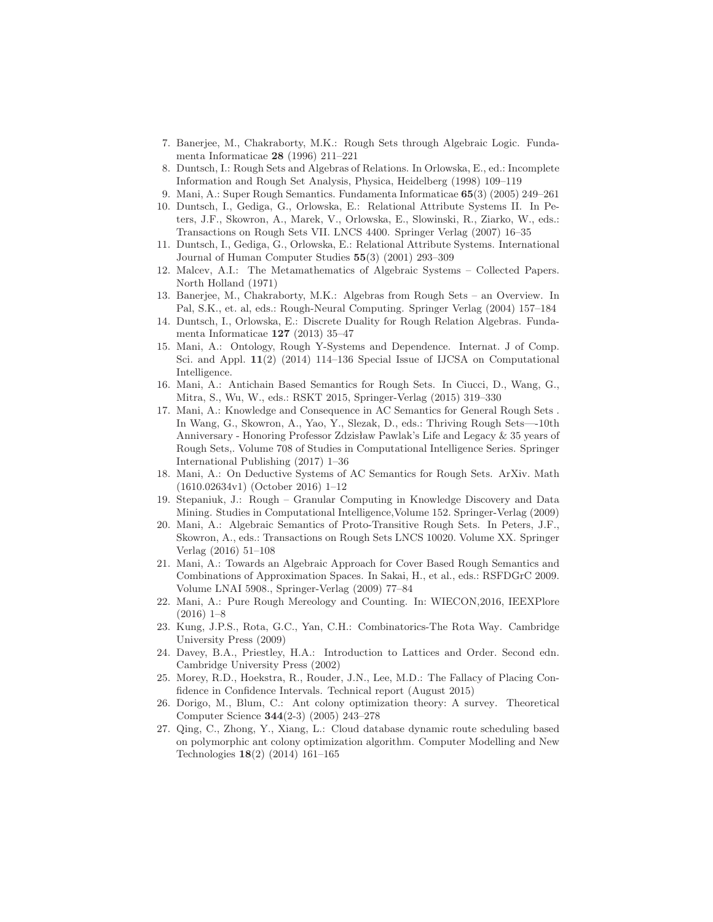7. Banerjee, M., Chakraborty, M.K.: Rough Sets through Algebraic Logic. Fundamenta Informaticae **28** (1996) 211–221
8. Duntsch, I.: Rough Sets and Algebras of Relations. In Orlowska, E., ed.: Incomplete Information and Rough Set Analysis, Physica, Heidelberg (1998) 109–119
9. Mani, A.: Super Rough Semantics. Fundamenta Informaticae **65**(3) (2005) 249–261
10. Duntsch, I., Gediga, G., Orlowska, E.: Relational Attribute Systems II. In Peters, J.F., Skowron, A., Marek, V., Orlowska, E., Slowinski, R., Ziarko, W., eds.: Transactions on Rough Sets VII. LNCS 4400. Springer Verlag (2007) 16–35
11. Duntsch, I., Gediga, G., Orlowska, E.: Relational Attribute Systems. International Journal of Human Computer Studies **55**(3) (2001) 293–309
12. Malcev, A.I.: The Metamathematics of Algebraic Systems – Collected Papers. North Holland (1971)
13. Banerjee, M., Chakraborty, M.K.: Algebras from Rough Sets – an Overview. In Pal, S.K., et. al, eds.: Rough-Neural Computing. Springer Verlag (2004) 157–184
14. Duntsch, I., Orlowska, E.: Discrete Duality for Rough Relation Algebras. Fundamenta Informaticae **127** (2013) 35–47
15. Mani, A.: Ontology, Rough Y-Systems and Dependence. Internat. J of Comp. Sci. and Appl. **11**(2) (2014) 114–136 Special Issue of IJCSA on Computational Intelligence.
16. Mani, A.: Antichain Based Semantics for Rough Sets. In Ciucci, D., Wang, G., Mitra, S., Wu, W., eds.: RSKT 2015, Springer-Verlag (2015) 319–330
17. Mani, A.: Knowledge and Consequence in AC Semantics for General Rough Sets . In Wang, G., Skowron, A., Yao, Y., Slezak, D., eds.: Thriving Rough Sets—-10th Anniversary - Honoring Professor Zdzisław Pawlak's Life and Legacy & 35 years of Rough Sets,. Volume 708 of Studies in Computational Intelligence Series. Springer International Publishing (2017) 1–36
18. Mani, A.: On Deductive Systems of AC Semantics for Rough Sets. ArXiv. Math (1610.02634v1) (October 2016) 1–12
19. Stepaniuk, J.: Rough – Granular Computing in Knowledge Discovery and Data Mining. Studies in Computational Intelligence,Volume 152. Springer-Verlag (2009)
20. Mani, A.: Algebraic Semantics of Proto-Transitive Rough Sets. In Peters, J.F., Skowron, A., eds.: Transactions on Rough Sets LNCS 10020. Volume XX. Springer Verlag (2016) 51–108
21. Mani, A.: Towards an Algebraic Approach for Cover Based Rough Semantics and Combinations of Approximation Spaces. In Sakai, H., et al., eds.: RSFDGrC 2009. Volume LNAI 5908., Springer-Verlag (2009) 77–84
22. Mani, A.: Pure Rough Mereology and Counting. In: WIECON,2016, IEEXPlore (2016) 1–8
23. Kung, J.P.S., Rota, G.C., Yan, C.H.: Combinatorics-The Rota Way. Cambridge University Press (2009)
24. Davey, B.A., Priestley, H.A.: Introduction to Lattices and Order. Second edn. Cambridge University Press (2002)
25. Morey, R.D., Hoekstra, R., Rouder, J.N., Lee, M.D.: The Fallacy of Placing Confidence in Confidence Intervals. Technical report (August 2015)
26. Dorigo, M., Blum, C.: Ant colony optimization theory: A survey. Theoretical Computer Science **344**(2-3) (2005) 243–278
27. Qing, C., Zhong, Y., Xiang, L.: Cloud database dynamic route scheduling based on polymorphic ant colony optimization algorithm. Computer Modelling and New Technologies **18**(2) (2014) 161–165